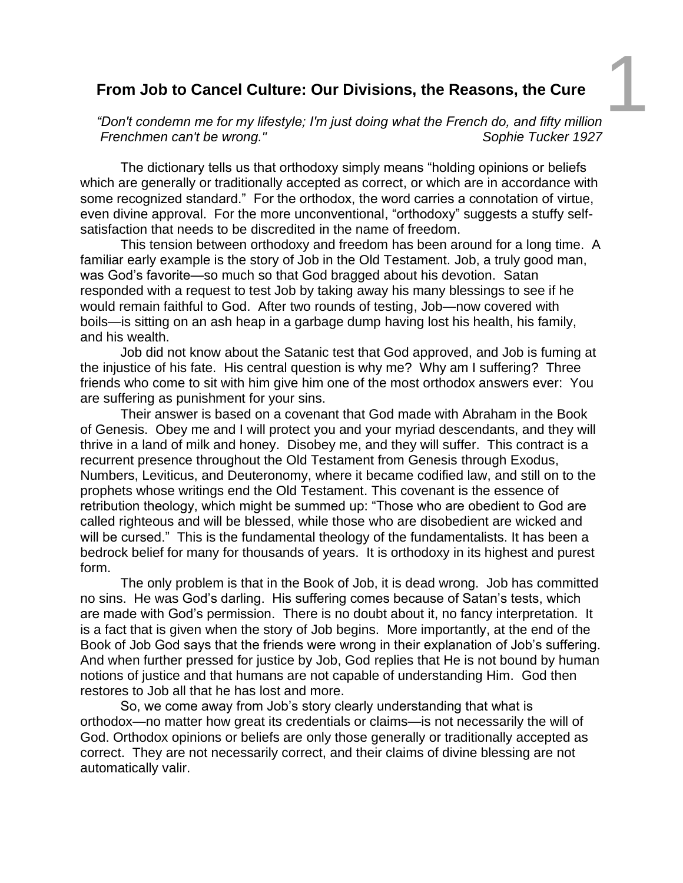# From Job to Cancel Culture: Our Divisions, the Reasons, the Cure

*"Don't condemn me for my lifestyle; I'm just doing what the French do, and fifty million Frenchmen can't be wrong."* Sophie Tucker 1927

The dictionary tells us that orthodoxy simply means "holding opinions or beliefs which are generally or traditionally accepted as correct, or which are in accordance with some recognized standard." For the orthodox, the word carries a connotation of virtue, even divine approval. For the more unconventional, "orthodoxy" suggests a stuffy self-satisfaction that needs to be discredited in the name of freedom.

This tension between orthodoxy and freedom has been around for a long time. A familiar early example is the story of Job in the Old Testament. Job, a truly good man, was God's favorite—so much so that God bragged about his devotion. Satan responded with a request to test Job by taking away his many blessings to see if he would remain faithful to God. After two rounds of testing, Job—now covered with boils—is sitting on an ash heap in a garbage dump having lost his health, his family, and his wealth.

Job did not know about the Satanic test that God approved, and Job is fuming at the injustice of his fate. His central question is why me? Why am I suffering? Three friends who come to sit with him give him one of the most orthodox answers ever: You are suffering as punishment for your sins.

Their answer is based on a covenant that God made with Abraham in the Book of Genesis. Obey me and I will protect you and your myriad descendants, and they will thrive in a land of milk and honey. Disobey me, and they will suffer. This contract is a recurrent presence throughout the Old Testament from Genesis through Exodus, Numbers, Leviticus, and Deuteronomy, where it became codified law, and still on to the prophets whose writings end the Old Testament. This covenant is the essence of retribution theology, which might be summed up: "Those who are obedient to God are called righteous and will be blessed, while those who are disobedient are wicked and will be cursed." This is the fundamental theology of the fundamentalists. It has been a bedrock belief for many for thousands of years. It is orthodoxy in its highest and purest form.

The only problem is that in the Book of Job, it is dead wrong. Job has committed no sins. He was God's darling. His suffering comes because of Satan's tests, which are made with God's permission. There is no doubt about it, no fancy interpretation. It is a fact that is given when the story of Job begins. More importantly, at the end of the Book of Job God says that the friends were wrong in their explanation of Job's suffering. And when further pressed for justice by Job, God replies that He is not bound by human notions of justice and that humans are not capable of understanding Him. God then restores to Job all that he has lost and more.

So, we come away from Job's story clearly understanding that what is orthodox—no matter how great its credentials or claims—is not necessarily the will of God. Orthodox opinions or beliefs are only those generally or traditionally accepted as correct. They are not necessarily correct, and their claims of divine blessing are not automatically valir.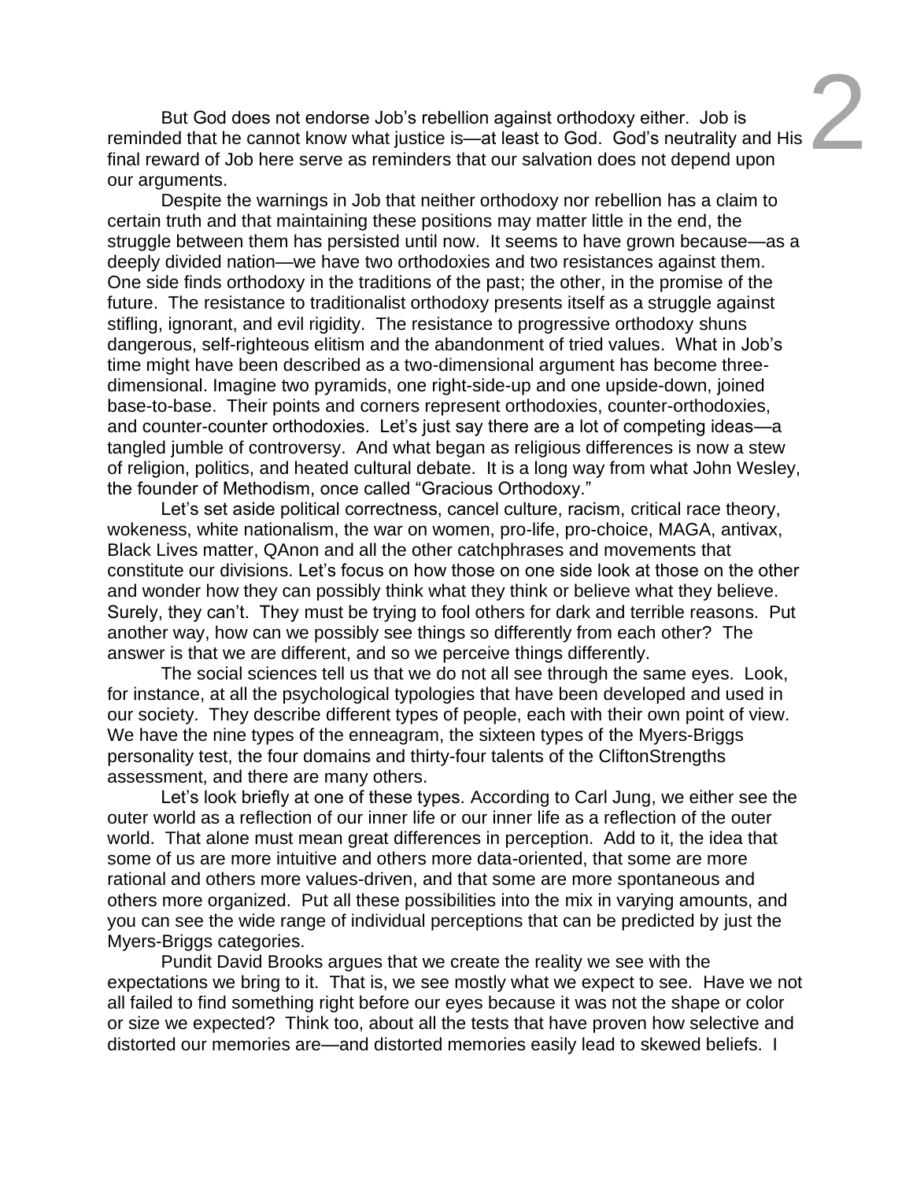But God does not endorse Job's rebellion against orthodoxy either. Job is reminded that he cannot know what justice is—at least to God. God's neutrality and His final reward of Job here serve as reminders that our salvation does not depend upon our arguments.

Despite the warnings in Job that neither orthodoxy nor rebellion has a claim to certain truth and that maintaining these positions may matter little in the end, the struggle between them has persisted until now. It seems to have grown because—as a deeply divided nation—we have two orthodoxies and two resistances against them. One side finds orthodoxy in the traditions of the past; the other, in the promise of the future. The resistance to traditionalist orthodoxy presents itself as a struggle against stifling, ignorant, and evil rigidity. The resistance to progressive orthodoxy shuns dangerous, self-righteous elitism and the abandonment of tried values. What in Job's time might have been described as a two-dimensional argument has become three-dimensional. Imagine two pyramids, one right-side-up and one upside-down, joined base-to-base. Their points and corners represent orthodoxies, counter-orthodoxies, and counter-counter orthodoxies. Let's just say there are a lot of competing ideas—a tangled jumble of controversy. And what began as religious differences is now a stew of religion, politics, and heated cultural debate. It is a long way from what John Wesley, the founder of Methodism, once called "Gracious Orthodoxy."

Let's set aside political correctness, cancel culture, racism, critical race theory, wokeness, white nationalism, the war on women, pro-life, pro-choice, MAGA, antivax, Black Lives matter, QAnon and all the other catchphrases and movements that constitute our divisions. Let's focus on how those on one side look at those on the other and wonder how they can possibly think what they think or believe what they believe. Surely, they can't. They must be trying to fool others for dark and terrible reasons. Put another way, how can we possibly see things so differently from each other? The answer is that we are different, and so we perceive things differently.

The social sciences tell us that we do not all see through the same eyes. Look, for instance, at all the psychological typologies that have been developed and used in our society. They describe different types of people, each with their own point of view. We have the nine types of the enneagram, the sixteen types of the Myers-Briggs personality test, the four domains and thirty-four talents of the CliftonStrengths assessment, and there are many others.

Let's look briefly at one of these types. According to Carl Jung, we either see the outer world as a reflection of our inner life or our inner life as a reflection of the outer world. That alone must mean great differences in perception. Add to it, the idea that some of us are more intuitive and others more data-oriented, that some are more rational and others more values-driven, and that some are more spontaneous and others more organized. Put all these possibilities into the mix in varying amounts, and you can see the wide range of individual perceptions that can be predicted by just the Myers-Briggs categories.

Pundit David Brooks argues that we create the reality we see with the expectations we bring to it. That is, we see mostly what we expect to see. Have we not all failed to find something right before our eyes because it was not the shape or color or size we expected? Think too, about all the tests that have proven how selective and distorted our memories are—and distorted memories easily lead to skewed beliefs. I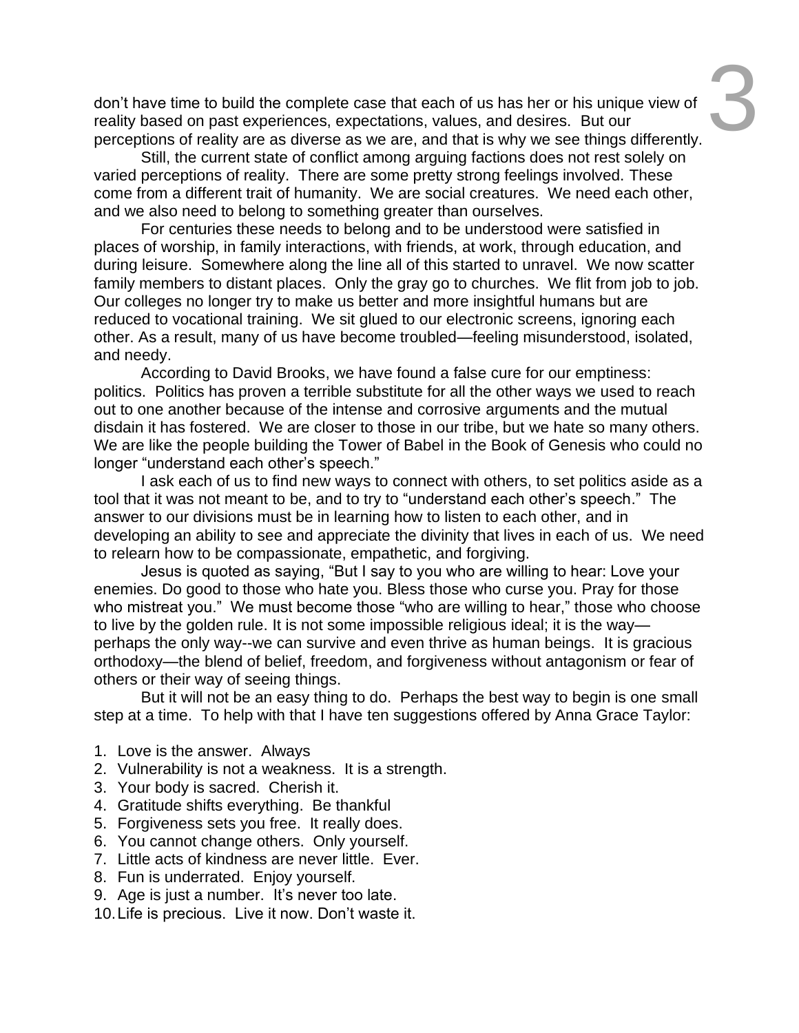don't have time to build the complete case that each of us has her or his unique view of reality based on past experiences, expectations, values, and desires. But our perceptions of reality are as diverse as we are, and that is why we see things differently.

Still, the current state of conflict among arguing factions does not rest solely on varied perceptions of reality. There are some pretty strong feelings involved. These come from a different trait of humanity. We are social creatures. We need each other, and we also need to belong to something greater than ourselves.

For centuries these needs to belong and to be understood were satisfied in places of worship, in family interactions, with friends, at work, through education, and during leisure. Somewhere along the line all of this started to unravel. We now scatter family members to distant places. Only the gray go to churches. We flit from job to job. Our colleges no longer try to make us better and more insightful humans but are reduced to vocational training. We sit glued to our electronic screens, ignoring each other. As a result, many of us have become troubled—feeling misunderstood, isolated, and needy.

According to David Brooks, we have found a false cure for our emptiness: politics. Politics has proven a terrible substitute for all the other ways we used to reach out to one another because of the intense and corrosive arguments and the mutual disdain it has fostered. We are closer to those in our tribe, but we hate so many others. We are like the people building the Tower of Babel in the Book of Genesis who could no longer "understand each other's speech."

I ask each of us to find new ways to connect with others, to set politics aside as a tool that it was not meant to be, and to try to "understand each other's speech." The answer to our divisions must be in learning how to listen to each other, and in developing an ability to see and appreciate the divinity that lives in each of us. We need to relearn how to be compassionate, empathetic, and forgiving.

Jesus is quoted as saying, "But I say to you who are willing to hear: Love your enemies. Do good to those who hate you. Bless those who curse you. Pray for those who mistreat you." We must become those "who are willing to hear," those who choose to live by the golden rule. It is not some impossible religious ideal; it is the way—perhaps the only way--we can survive and even thrive as human beings. It is gracious orthodoxy—the blend of belief, freedom, and forgiveness without antagonism or fear of others or their way of seeing things.

But it will not be an easy thing to do. Perhaps the best way to begin is one small step at a time. To help with that I have ten suggestions offered by Anna Grace Taylor:

1. Love is the answer. Always
2. Vulnerability is not a weakness. It is a strength.
3. Your body is sacred. Cherish it.
4. Gratitude shifts everything. Be thankful
5. Forgiveness sets you free. It really does.
6. You cannot change others. Only yourself.
7. Little acts of kindness are never little. Ever.
8. Fun is underrated. Enjoy yourself.
9. Age is just a number. It's never too late.
10. Life is precious. Live it now. Don't waste it.